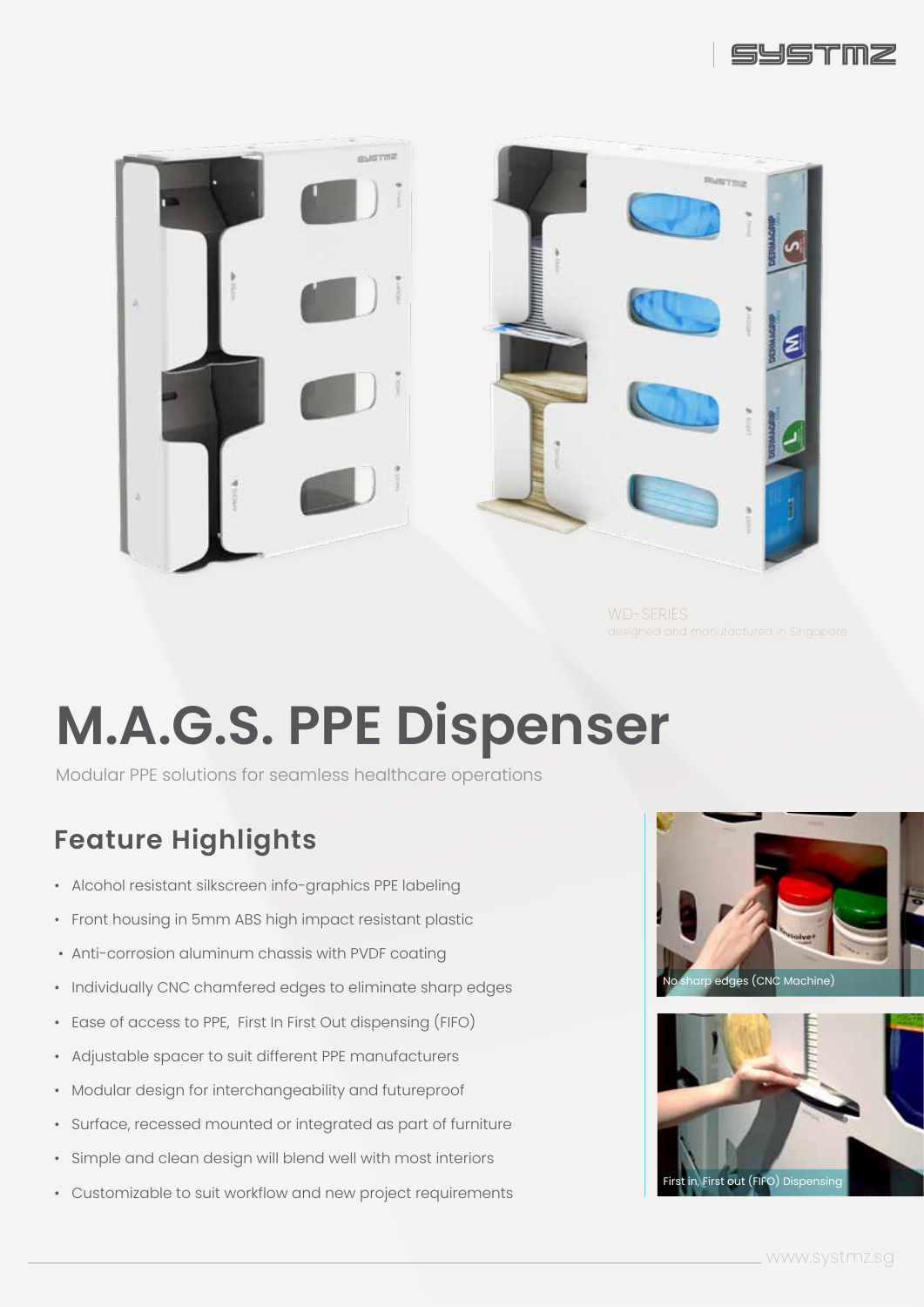WD-SERIES
designed and manufactured in Singapore

# M.A.G.S. PPE Dispenser

Modular PPE solutions for seamless healthcare operations

## Feature Highlights

- Alcohol resistant silkscreen info-graphics PPE labeling
- Front housing in 5mm ABS high impact resistant plastic
- Anti-corrosion aluminum chassis with PVDF coating
- Individually CNC chamfered edges to eliminate sharp edges
- Ease of access to PPE, First In First Out dispensing (FIFO)
- Adjustable spacer to suit different PPE manufacturers
- Modular design for interchangeability and futureproof
- Surface, recessed mounted or integrated as part of furniture
- Simple and clean design will blend well with most interiors
- Customizable to suit workflow and new project requirements

No sharp edges (CNC Machine)

First in, First out (FIFO) Dispensing

www.systmz.sg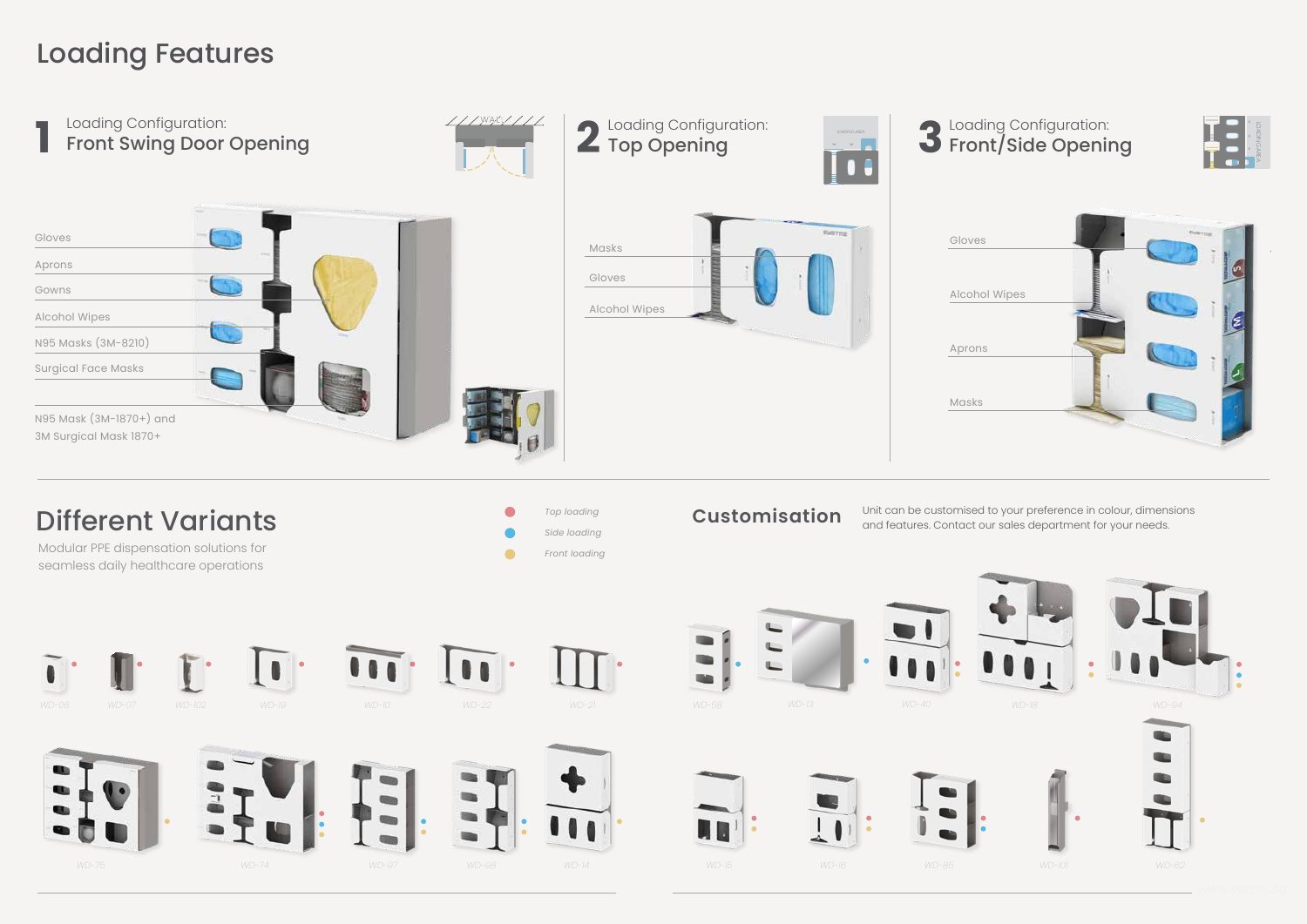# Loading Features

## 1 Loading Configuration: Front Swing Door Opening

- Gloves
- Aprons
- Gowns
- Alcohol Wipes
- N95 Masks (3M-8210)
- Surgical Face Masks
- N95 Mask (3M-1870+) and 3M Surgical Mask 1870+

## 2 Loading Configuration: Top Opening

- Masks
- Gloves
- Alcohol Wipes

## 3 Loading Configuration: Front/Side Opening

- Gloves
- Alcohol Wipes
- Aprons
- Masks

# Different Variants

Modular PPE dispensation solutions for seamless daily healthcare operations

- *Top loading*
- *Side loading*
- *Front loading*

WD-06, WD-07, WD-102, WD-19, WD-10, WD-22, WD-21

WD-75, WD-74, WD-97, WD-98, WD-14

# Customisation

Unit can be customised to your preference in colour, dimensions and features. Contact our sales department for your needs.

WD-58, WD-13, WD-40, WD-18, WD-94

WD-15, WD-16, WD-85, WD-101, WD-62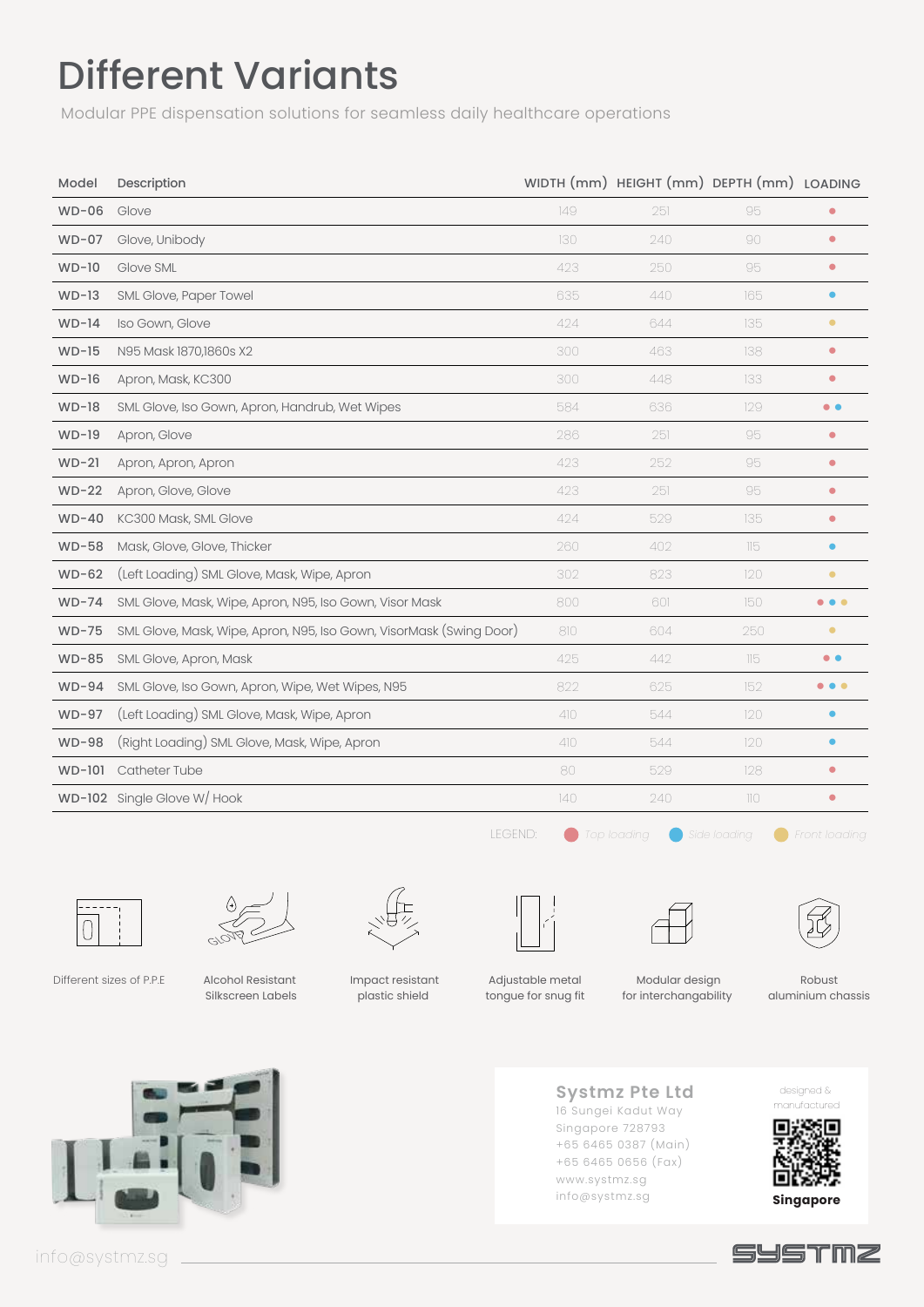# Different Variants

Modular PPE dispensation solutions for seamless daily healthcare operations

| Model | Description | WIDTH (mm) | HEIGHT (mm) | DEPTH (mm) | LOADING |
|---|---|---|---|---|---|
| WD-06 | Glove | 149 | 251 | 95 | ● (Top) |
| WD-07 | Glove, Unibody | 130 | 240 | 90 | ● (Top) |
| WD-10 | Glove SML | 423 | 250 | 95 | ● (Top) |
| WD-13 | SML Glove, Paper Towel | 635 | 440 | 165 | ● (Side) |
| WD-14 | Iso Gown, Glove | 424 | 644 | 135 | ● (Front) |
| WD-15 | N95 Mask 1870,1860s X2 | 300 | 463 | 138 | ● (Top) |
| WD-16 | Apron, Mask, KC300 | 300 | 448 | 133 | ● (Top) |
| WD-18 | SML Glove, Iso Gown, Apron, Handrub, Wet Wipes | 584 | 636 | 129 | ● ● (Top, Side) |
| WD-19 | Apron, Glove | 286 | 251 | 95 | ● (Top) |
| WD-21 | Apron, Apron, Apron | 423 | 252 | 95 | ● (Top) |
| WD-22 | Apron, Glove, Glove | 423 | 251 | 95 | ● (Top) |
| WD-40 | KC300 Mask, SML Glove | 424 | 529 | 135 | ● (Top) |
| WD-58 | Mask, Glove, Glove, Thicker | 260 | 402 | 115 | ● (Side) |
| WD-62 | (Left Loading) SML Glove, Mask, Wipe, Apron | 302 | 823 | 120 | ● (Front) |
| WD-74 | SML Glove, Mask, Wipe, Apron, N95, Iso Gown, Visor Mask | 800 | 601 | 150 | ● ● ● (Top, Side, Front) |
| WD-75 | SML Glove, Mask, Wipe, Apron, N95, Iso Gown, VisorMask (Swing Door) | 810 | 604 | 250 | ● (Front) |
| WD-85 | SML Glove, Apron, Mask | 425 | 442 | 115 | ● ● (Top, Side) |
| WD-94 | SML Glove, Iso Gown, Apron, Wipe, Wet Wipes, N95 | 822 | 625 | 152 | ● ● ● (Top, Side, Front) |
| WD-97 | (Left Loading) SML Glove, Mask, Wipe, Apron | 410 | 544 | 120 | ● (Side) |
| WD-98 | (Right Loading) SML Glove, Mask, Wipe, Apron | 410 | 544 | 120 | ● (Side) |
| WD-101 | Catheter Tube | 80 | 529 | 128 | ● (Top) |
| WD-102 | Single Glove W/ Hook | 140 | 240 | 110 | ● (Top) |

LEGEND: ● Top loading ● Side loading ● Front loading

- Different sizes of P.P.E
- Alcohol Resistant Silkscreen Labels
- Impact resistant plastic shield
- Adjustable metal tongue for snug fit
- Modular design for interchangability
- Robust aluminium chassis

**Systmz Pte Ltd**
16 Sungei Kadut Way
Singapore 728793
+65 6465 0387 (Main)
+65 6465 0656 (Fax)
www.systmz.sg
info@systmz.sg

designed & manufactured
**Singapore**